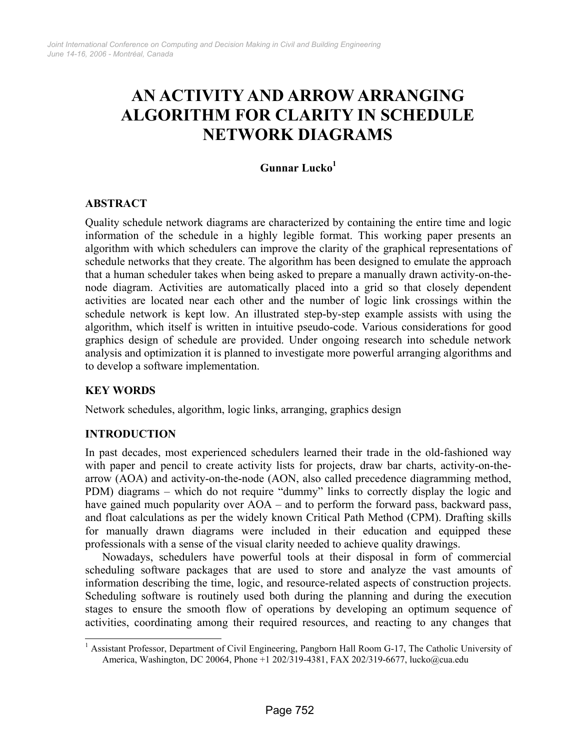# AN ACTIVITY AND ARROW ARRANGING ALGORITHM FOR CLARITY IN SCHEDULE NETWORK DIAGRAMS

**Gunnar Lucko**[1]

## ABSTRACT

Quality schedule network diagrams are characterized by containing the entire time and logic information of the schedule in a highly legible format. This working paper presents an algorithm with which schedulers can improve the clarity of the graphical representations of schedule networks that they create. The algorithm has been designed to emulate the approach that a human scheduler takes when being asked to prepare a manually drawn activity-on-the-node diagram. Activities are automatically placed into a grid so that closely dependent activities are located near each other and the number of logic link crossings within the schedule network is kept low. An illustrated step-by-step example assists with using the algorithm, which itself is written in intuitive pseudo-code. Various considerations for good graphics design of schedule are provided. Under ongoing research into schedule network analysis and optimization it is planned to investigate more powerful arranging algorithms and to develop a software implementation.

## KEY WORDS

Network schedules, algorithm, logic links, arranging, graphics design

## INTRODUCTION

In past decades, most experienced schedulers learned their trade in the old-fashioned way with paper and pencil to create activity lists for projects, draw bar charts, activity-on-the-arrow (AOA) and activity-on-the-node (AON, also called precedence diagramming method, PDM) diagrams – which do not require "dummy" links to correctly display the logic and have gained much popularity over AOA – and to perform the forward pass, backward pass, and float calculations as per the widely known Critical Path Method (CPM). Drafting skills for manually drawn diagrams were included in their education and equipped these professionals with a sense of the visual clarity needed to achieve quality drawings.

Nowadays, schedulers have powerful tools at their disposal in form of commercial scheduling software packages that are used to store and analyze the vast amounts of information describing the time, logic, and resource-related aspects of construction projects. Scheduling software is routinely used both during the planning and during the execution stages to ensure the smooth flow of operations by developing an optimum sequence of activities, coordinating among their required resources, and reacting to any changes that

---

[1] Assistant Professor, Department of Civil Engineering, Pangborn Hall Room G-17, The Catholic University of America, Washington, DC 20064, Phone +1 202/319-4381, FAX 202/319-6677, lucko@cua.edu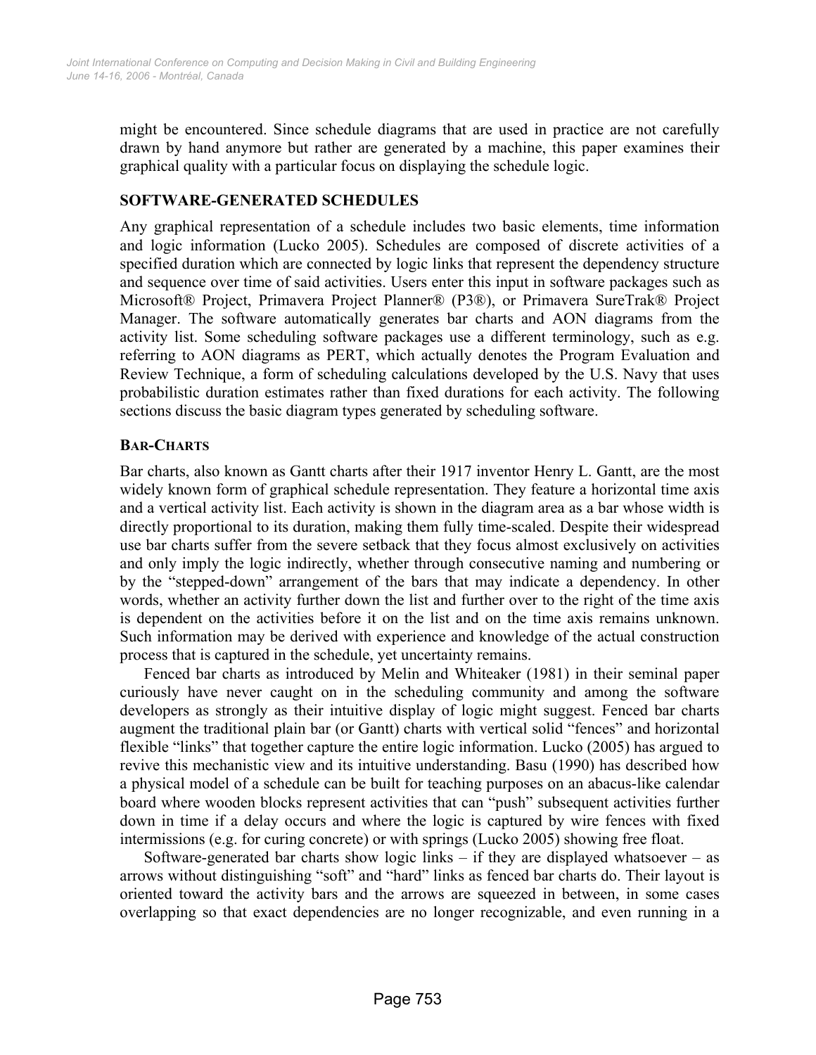might be encountered. Since schedule diagrams that are used in practice are not carefully drawn by hand anymore but rather are generated by a machine, this paper examines their graphical quality with a particular focus on displaying the schedule logic.

## SOFTWARE-GENERATED SCHEDULES

Any graphical representation of a schedule includes two basic elements, time information and logic information (Lucko 2005). Schedules are composed of discrete activities of a specified duration which are connected by logic links that represent the dependency structure and sequence over time of said activities. Users enter this input in software packages such as Microsoft® Project, Primavera Project Planner® (P3®), or Primavera SureTrak® Project Manager. The software automatically generates bar charts and AON diagrams from the activity list. Some scheduling software packages use a different terminology, such as e.g. referring to AON diagrams as PERT, which actually denotes the Program Evaluation and Review Technique, a form of scheduling calculations developed by the U.S. Navy that uses probabilistic duration estimates rather than fixed durations for each activity. The following sections discuss the basic diagram types generated by scheduling software.

### BAR-CHARTS

Bar charts, also known as Gantt charts after their 1917 inventor Henry L. Gantt, are the most widely known form of graphical schedule representation. They feature a horizontal time axis and a vertical activity list. Each activity is shown in the diagram area as a bar whose width is directly proportional to its duration, making them fully time-scaled. Despite their widespread use bar charts suffer from the severe setback that they focus almost exclusively on activities and only imply the logic indirectly, whether through consecutive naming and numbering or by the "stepped-down" arrangement of the bars that may indicate a dependency. In other words, whether an activity further down the list and further over to the right of the time axis is dependent on the activities before it on the list and on the time axis remains unknown. Such information may be derived with experience and knowledge of the actual construction process that is captured in the schedule, yet uncertainty remains.

Fenced bar charts as introduced by Melin and Whiteaker (1981) in their seminal paper curiously have never caught on in the scheduling community and among the software developers as strongly as their intuitive display of logic might suggest. Fenced bar charts augment the traditional plain bar (or Gantt) charts with vertical solid "fences" and horizontal flexible "links" that together capture the entire logic information. Lucko (2005) has argued to revive this mechanistic view and its intuitive understanding. Basu (1990) has described how a physical model of a schedule can be built for teaching purposes on an abacus-like calendar board where wooden blocks represent activities that can "push" subsequent activities further down in time if a delay occurs and where the logic is captured by wire fences with fixed intermissions (e.g. for curing concrete) or with springs (Lucko 2005) showing free float.

Software-generated bar charts show logic links – if they are displayed whatsoever – as arrows without distinguishing "soft" and "hard" links as fenced bar charts do. Their layout is oriented toward the activity bars and the arrows are squeezed in between, in some cases overlapping so that exact dependencies are no longer recognizable, and even running in a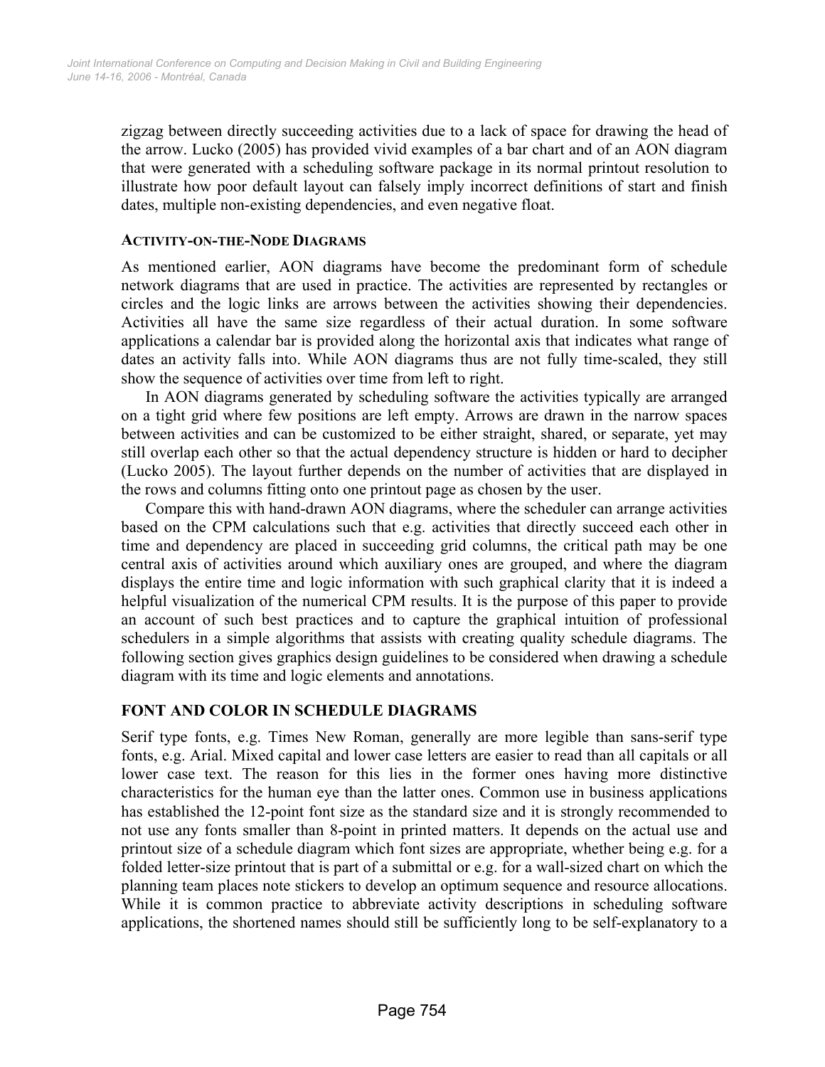zigzag between directly succeeding activities due to a lack of space for drawing the head of the arrow. Lucko (2005) has provided vivid examples of a bar chart and of an AON diagram that were generated with a scheduling software package in its normal printout resolution to illustrate how poor default layout can falsely imply incorrect definitions of start and finish dates, multiple non-existing dependencies, and even negative float.

### ACTIVITY-ON-THE-NODE DIAGRAMS

As mentioned earlier, AON diagrams have become the predominant form of schedule network diagrams that are used in practice. The activities are represented by rectangles or circles and the logic links are arrows between the activities showing their dependencies. Activities all have the same size regardless of their actual duration. In some software applications a calendar bar is provided along the horizontal axis that indicates what range of dates an activity falls into. While AON diagrams thus are not fully time-scaled, they still show the sequence of activities over time from left to right.

In AON diagrams generated by scheduling software the activities typically are arranged on a tight grid where few positions are left empty. Arrows are drawn in the narrow spaces between activities and can be customized to be either straight, shared, or separate, yet may still overlap each other so that the actual dependency structure is hidden or hard to decipher (Lucko 2005). The layout further depends on the number of activities that are displayed in the rows and columns fitting onto one printout page as chosen by the user.

Compare this with hand-drawn AON diagrams, where the scheduler can arrange activities based on the CPM calculations such that e.g. activities that directly succeed each other in time and dependency are placed in succeeding grid columns, the critical path may be one central axis of activities around which auxiliary ones are grouped, and where the diagram displays the entire time and logic information with such graphical clarity that it is indeed a helpful visualization of the numerical CPM results. It is the purpose of this paper to provide an account of such best practices and to capture the graphical intuition of professional schedulers in a simple algorithms that assists with creating quality schedule diagrams. The following section gives graphics design guidelines to be considered when drawing a schedule diagram with its time and logic elements and annotations.

## FONT AND COLOR IN SCHEDULE DIAGRAMS

Serif type fonts, e.g. Times New Roman, generally are more legible than sans-serif type fonts, e.g. Arial. Mixed capital and lower case letters are easier to read than all capitals or all lower case text. The reason for this lies in the former ones having more distinctive characteristics for the human eye than the latter ones. Common use in business applications has established the 12-point font size as the standard size and it is strongly recommended to not use any fonts smaller than 8-point in printed matters. It depends on the actual use and printout size of a schedule diagram which font sizes are appropriate, whether being e.g. for a folded letter-size printout that is part of a submittal or e.g. for a wall-sized chart on which the planning team places note stickers to develop an optimum sequence and resource allocations. While it is common practice to abbreviate activity descriptions in scheduling software applications, the shortened names should still be sufficiently long to be self-explanatory to a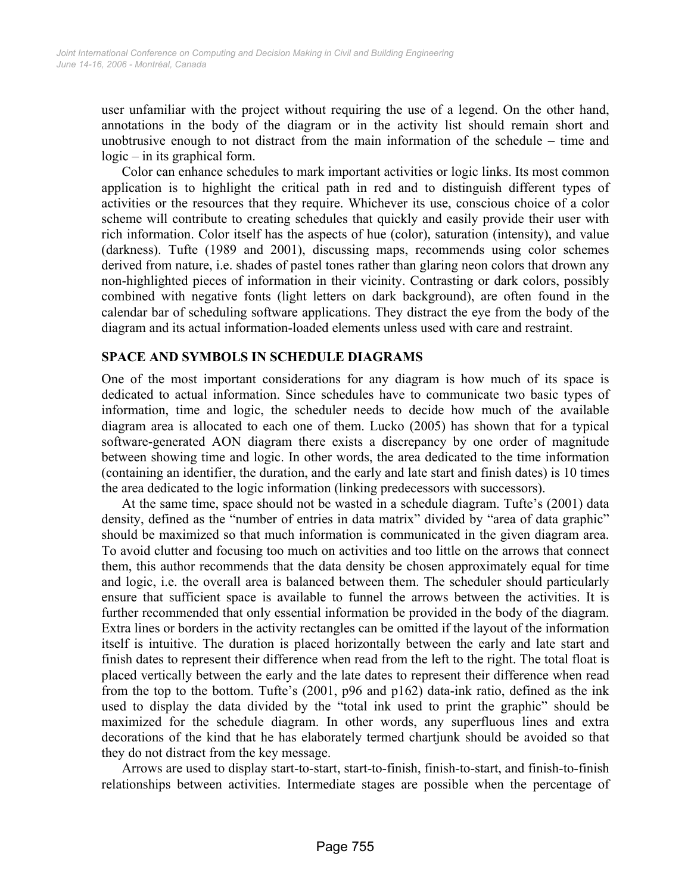user unfamiliar with the project without requiring the use of a legend. On the other hand, annotations in the body of the diagram or in the activity list should remain short and unobtrusive enough to not distract from the main information of the schedule – time and logic – in its graphical form.

Color can enhance schedules to mark important activities or logic links. Its most common application is to highlight the critical path in red and to distinguish different types of activities or the resources that they require. Whichever its use, conscious choice of a color scheme will contribute to creating schedules that quickly and easily provide their user with rich information. Color itself has the aspects of hue (color), saturation (intensity), and value (darkness). Tufte (1989 and 2001), discussing maps, recommends using color schemes derived from nature, i.e. shades of pastel tones rather than glaring neon colors that drown any non-highlighted pieces of information in their vicinity. Contrasting or dark colors, possibly combined with negative fonts (light letters on dark background), are often found in the calendar bar of scheduling software applications. They distract the eye from the body of the diagram and its actual information-loaded elements unless used with care and restraint.

## SPACE AND SYMBOLS IN SCHEDULE DIAGRAMS

One of the most important considerations for any diagram is how much of its space is dedicated to actual information. Since schedules have to communicate two basic types of information, time and logic, the scheduler needs to decide how much of the available diagram area is allocated to each one of them. Lucko (2005) has shown that for a typical software-generated AON diagram there exists a discrepancy by one order of magnitude between showing time and logic. In other words, the area dedicated to the time information (containing an identifier, the duration, and the early and late start and finish dates) is 10 times the area dedicated to the logic information (linking predecessors with successors).

At the same time, space should not be wasted in a schedule diagram. Tufte's (2001) data density, defined as the "number of entries in data matrix" divided by "area of data graphic" should be maximized so that much information is communicated in the given diagram area. To avoid clutter and focusing too much on activities and too little on the arrows that connect them, this author recommends that the data density be chosen approximately equal for time and logic, i.e. the overall area is balanced between them. The scheduler should particularly ensure that sufficient space is available to funnel the arrows between the activities. It is further recommended that only essential information be provided in the body of the diagram. Extra lines or borders in the activity rectangles can be omitted if the layout of the information itself is intuitive. The duration is placed horizontally between the early and late start and finish dates to represent their difference when read from the left to the right. The total float is placed vertically between the early and the late dates to represent their difference when read from the top to the bottom. Tufte's (2001, p96 and p162) data-ink ratio, defined as the ink used to display the data divided by the "total ink used to print the graphic" should be maximized for the schedule diagram. In other words, any superfluous lines and extra decorations of the kind that he has elaborately termed chartjunk should be avoided so that they do not distract from the key message.

Arrows are used to display start-to-start, start-to-finish, finish-to-start, and finish-to-finish relationships between activities. Intermediate stages are possible when the percentage of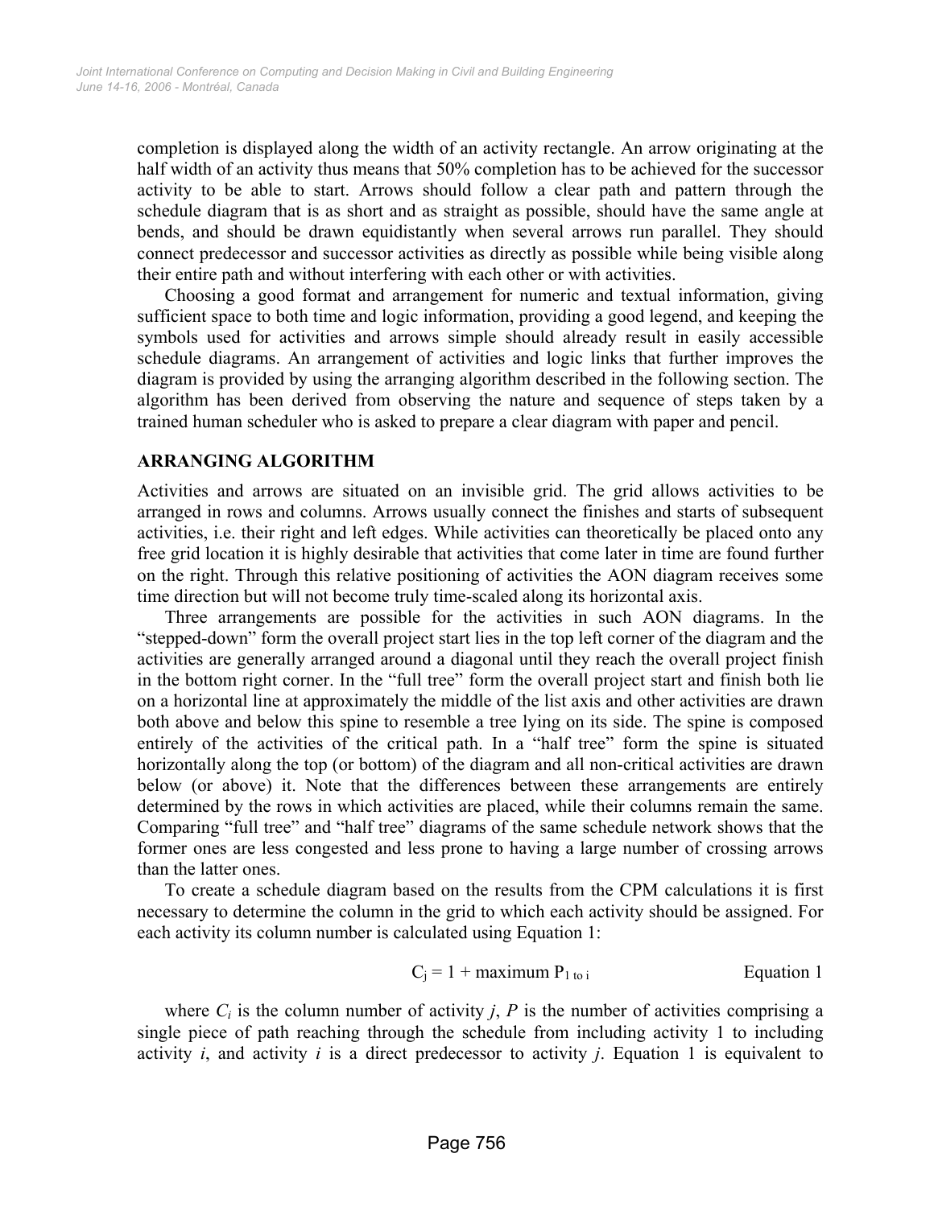completion is displayed along the width of an activity rectangle. An arrow originating at the half width of an activity thus means that 50% completion has to be achieved for the successor activity to be able to start. Arrows should follow a clear path and pattern through the schedule diagram that is as short and as straight as possible, should have the same angle at bends, and should be drawn equidistantly when several arrows run parallel. They should connect predecessor and successor activities as directly as possible while being visible along their entire path and without interfering with each other or with activities.

Choosing a good format and arrangement for numeric and textual information, giving sufficient space to both time and logic information, providing a good legend, and keeping the symbols used for activities and arrows simple should already result in easily accessible schedule diagrams. An arrangement of activities and logic links that further improves the diagram is provided by using the arranging algorithm described in the following section. The algorithm has been derived from observing the nature and sequence of steps taken by a trained human scheduler who is asked to prepare a clear diagram with paper and pencil.

## ARRANGING ALGORITHM

Activities and arrows are situated on an invisible grid. The grid allows activities to be arranged in rows and columns. Arrows usually connect the finishes and starts of subsequent activities, i.e. their right and left edges. While activities can theoretically be placed onto any free grid location it is highly desirable that activities that come later in time are found further on the right. Through this relative positioning of activities the AON diagram receives some time direction but will not become truly time-scaled along its horizontal axis.

Three arrangements are possible for the activities in such AON diagrams. In the "stepped-down" form the overall project start lies in the top left corner of the diagram and the activities are generally arranged around a diagonal until they reach the overall project finish in the bottom right corner. In the "full tree" form the overall project start and finish both lie on a horizontal line at approximately the middle of the list axis and other activities are drawn both above and below this spine to resemble a tree lying on its side. The spine is composed entirely of the activities of the critical path. In a "half tree" form the spine is situated horizontally along the top (or bottom) of the diagram and all non-critical activities are drawn below (or above) it. Note that the differences between these arrangements are entirely determined by the rows in which activities are placed, while their columns remain the same. Comparing "full tree" and "half tree" diagrams of the same schedule network shows that the former ones are less congested and less prone to having a large number of crossing arrows than the latter ones.

To create a schedule diagram based on the results from the CPM calculations it is first necessary to determine the column in the grid to which each activity should be assigned. For each activity its column number is calculated using Equation 1:

$$C_j = 1 + \text{maximum } P_{1 \text{ to } i} \qquad \text{Equation 1}$$

where $C_i$ is the column number of activity $j$, $P$ is the number of activities comprising a single piece of path reaching through the schedule from including activity 1 to including activity $i$, and activity $i$ is a direct predecessor to activity $j$. Equation 1 is equivalent to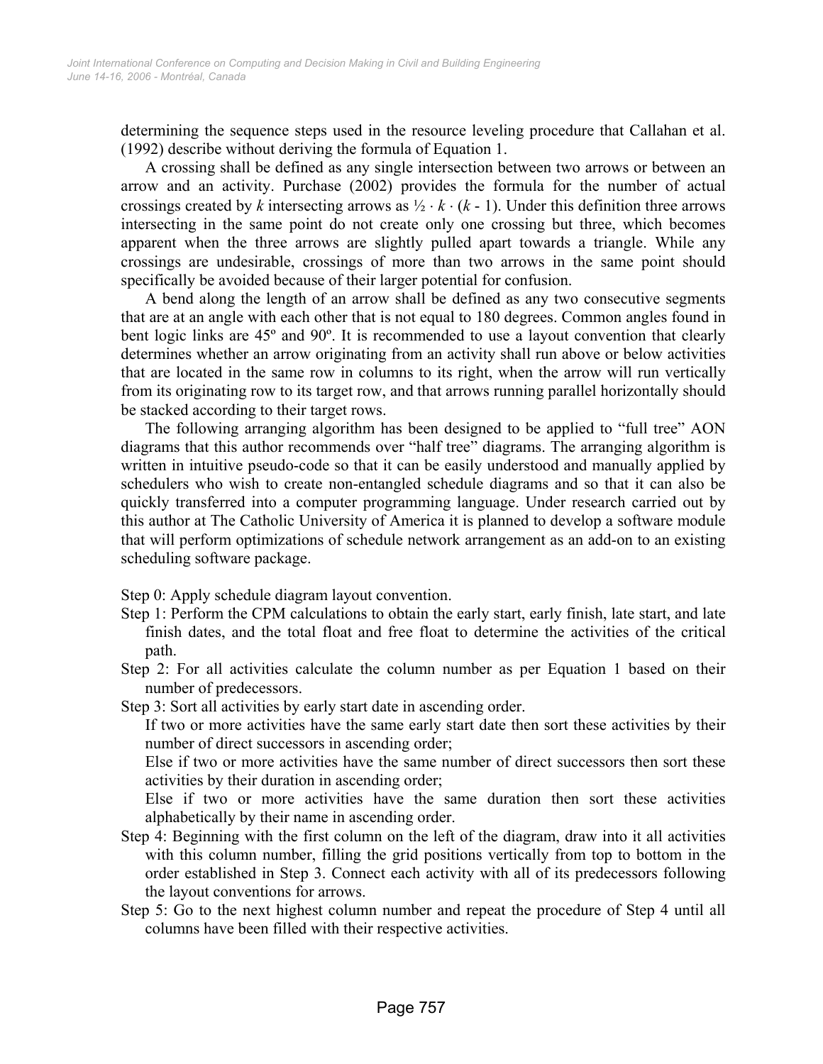determining the sequence steps used in the resource leveling procedure that Callahan et al. (1992) describe without deriving the formula of Equation 1.

A crossing shall be defined as any single intersection between two arrows or between an arrow and an activity. Purchase (2002) provides the formula for the number of actual crossings created by $k$ intersecting arrows as $\frac{1}{2} \cdot k \cdot (k - 1)$. Under this definition three arrows intersecting in the same point do not create only one crossing but three, which becomes apparent when the three arrows are slightly pulled apart towards a triangle. While any crossings are undesirable, crossings of more than two arrows in the same point should specifically be avoided because of their larger potential for confusion.

A bend along the length of an arrow shall be defined as any two consecutive segments that are at an angle with each other that is not equal to 180 degrees. Common angles found in bent logic links are 45º and 90º. It is recommended to use a layout convention that clearly determines whether an arrow originating from an activity shall run above or below activities that are located in the same row in columns to its right, when the arrow will run vertically from its originating row to its target row, and that arrows running parallel horizontally should be stacked according to their target rows.

The following arranging algorithm has been designed to be applied to "full tree" AON diagrams that this author recommends over "half tree" diagrams. The arranging algorithm is written in intuitive pseudo-code so that it can be easily understood and manually applied by schedulers who wish to create non-entangled schedule diagrams and so that it can also be quickly transferred into a computer programming language. Under research carried out by this author at The Catholic University of America it is planned to develop a software module that will perform optimizations of schedule network arrangement as an add-on to an existing scheduling software package.

Step 0: Apply schedule diagram layout convention.

Step 1: Perform the CPM calculations to obtain the early start, early finish, late start, and late finish dates, and the total float and free float to determine the activities of the critical path.

Step 2: For all activities calculate the column number as per Equation 1 based on their number of predecessors.

Step 3: Sort all activities by early start date in ascending order.
If two or more activities have the same early start date then sort these activities by their number of direct successors in ascending order;
Else if two or more activities have the same number of direct successors then sort these activities by their duration in ascending order;
Else if two or more activities have the same duration then sort these activities alphabetically by their name in ascending order.

Step 4: Beginning with the first column on the left of the diagram, draw into it all activities with this column number, filling the grid positions vertically from top to bottom in the order established in Step 3. Connect each activity with all of its predecessors following the layout conventions for arrows.

Step 5: Go to the next highest column number and repeat the procedure of Step 4 until all columns have been filled with their respective activities.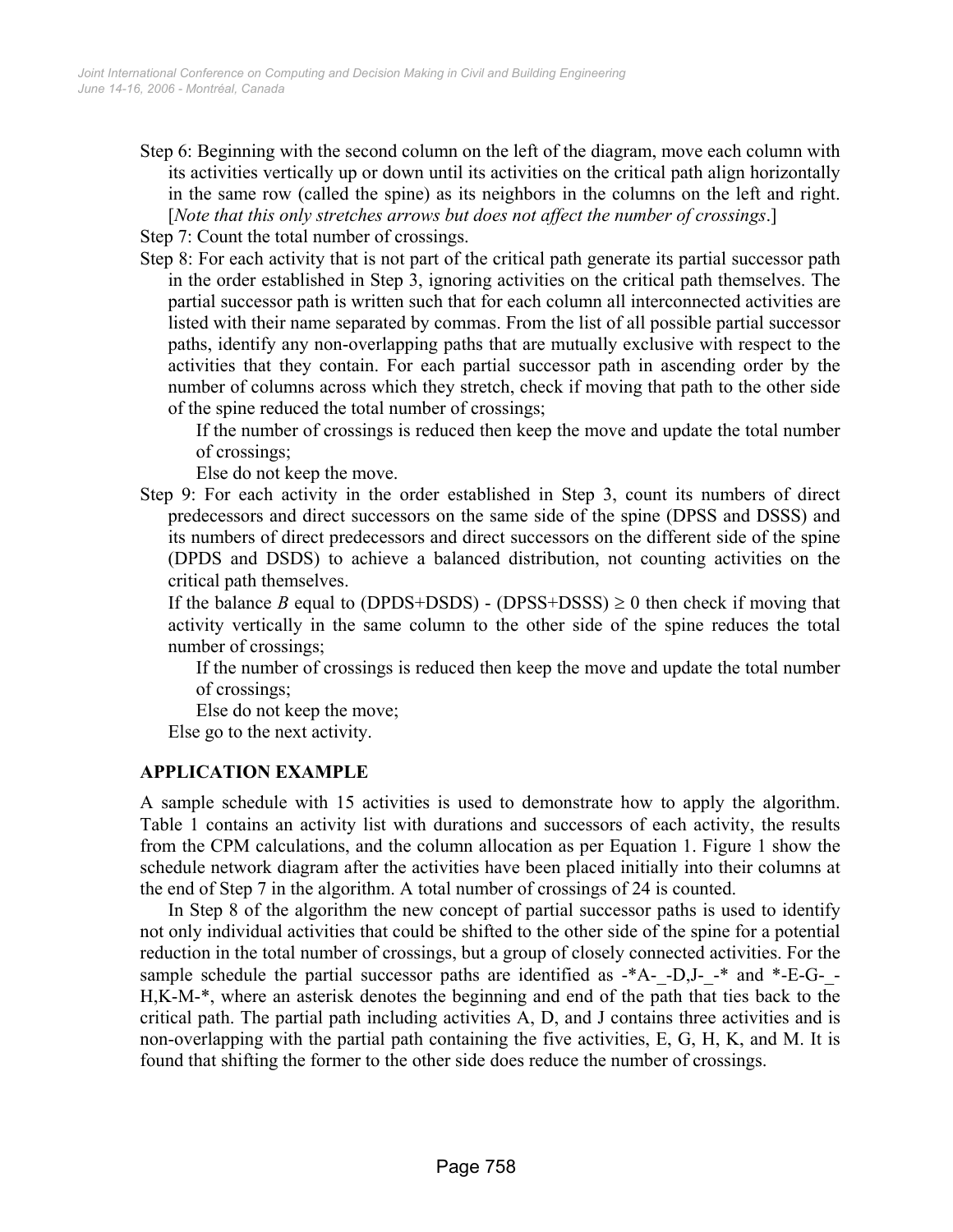Step 6: Beginning with the second column on the left of the diagram, move each column with its activities vertically up or down until its activities on the critical path align horizontally in the same row (called the spine) as its neighbors in the columns on the left and right. [*Note that this only stretches arrows but does not affect the number of crossings*.]

Step 7: Count the total number of crossings.

Step 8: For each activity that is not part of the critical path generate its partial successor path in the order established in Step 3, ignoring activities on the critical path themselves. The partial successor path is written such that for each column all interconnected activities are listed with their name separated by commas. From the list of all possible partial successor paths, identify any non-overlapping paths that are mutually exclusive with respect to the activities that they contain. For each partial successor path in ascending order by the number of columns across which they stretch, check if moving that path to the other side of the spine reduced the total number of crossings;

If the number of crossings is reduced then keep the move and update the total number of crossings;

Else do not keep the move.

Step 9: For each activity in the order established in Step 3, count its numbers of direct predecessors and direct successors on the same side of the spine (DPSS and DSSS) and its numbers of direct predecessors and direct successors on the different side of the spine (DPDS and DSDS) to achieve a balanced distribution, not counting activities on the critical path themselves.

If the balance $B$ equal to (DPDS+DSDS) - (DPSS+DSSS) $\geq 0$ then check if moving that activity vertically in the same column to the other side of the spine reduces the total number of crossings;

If the number of crossings is reduced then keep the move and update the total number of crossings;

Else do not keep the move;

Else go to the next activity.

## APPLICATION EXAMPLE

A sample schedule with 15 activities is used to demonstrate how to apply the algorithm. Table 1 contains an activity list with durations and successors of each activity, the results from the CPM calculations, and the column allocation as per Equation 1. Figure 1 show the schedule network diagram after the activities have been placed initially into their columns at the end of Step 7 in the algorithm. A total number of crossings of 24 is counted.

In Step 8 of the algorithm the new concept of partial successor paths is used to identify not only individual activities that could be shifted to the other side of the spine for a potential reduction in the total number of crossings, but a group of closely connected activities. For the sample schedule the partial successor paths are identified as -*A-_-D,J-_-* and *-E-G-_-H,K-M-*, where an asterisk denotes the beginning and end of the path that ties back to the critical path. The partial path including activities A, D, and J contains three activities and is non-overlapping with the partial path containing the five activities, E, G, H, K, and M. It is found that shifting the former to the other side does reduce the number of crossings.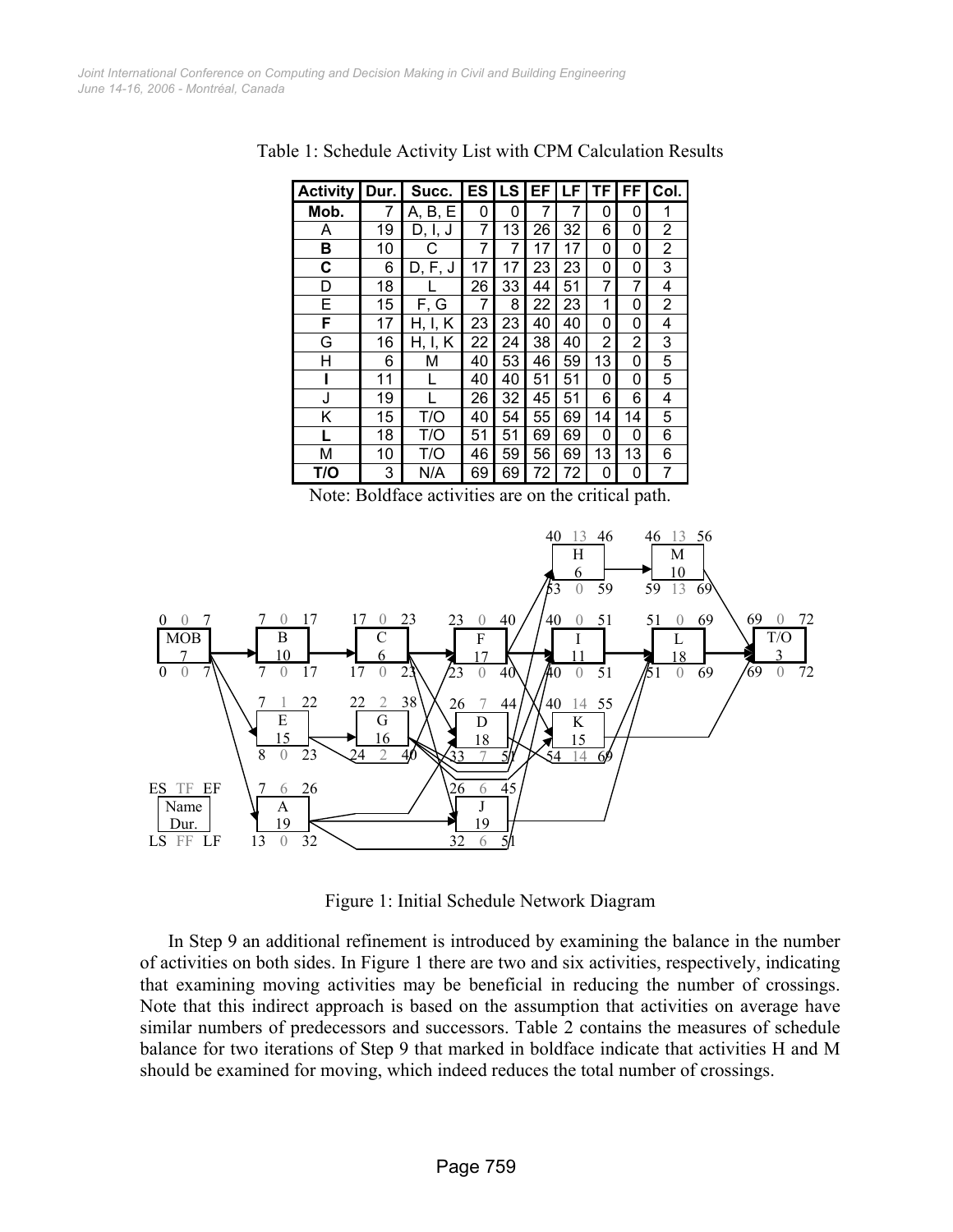Table 1: Schedule Activity List with CPM Calculation Results

| Activity | Dur. | Succ. | ES | LS | EF | LF | TF | FF | Col. |
|---|---|---|---|---|---|---|---|---|---|
| **Mob.** | 7 | A, B, E | 0 | 0 | 7 | 7 | 0 | 0 | 1 |
| A | 19 | D, I, J | 7 | 13 | 26 | 32 | 6 | 0 | 2 |
| **B** | 10 | C | 7 | 7 | 17 | 17 | 0 | 0 | 2 |
| **C** | 6 | D, F, J | 17 | 17 | 23 | 23 | 0 | 0 | 3 |
| D | 18 | L | 26 | 33 | 44 | 51 | 7 | 7 | 4 |
| E | 15 | F, G | 7 | 8 | 22 | 23 | 1 | 0 | 2 |
| **F** | 17 | H, I, K | 23 | 23 | 40 | 40 | 0 | 0 | 4 |
| G | 16 | H, I, K | 22 | 24 | 38 | 40 | 2 | 2 | 3 |
| H | 6 | M | 40 | 53 | 46 | 59 | 13 | 0 | 5 |
| **I** | 11 | L | 40 | 40 | 51 | 51 | 0 | 0 | 5 |
| J | 19 | L | 26 | 32 | 45 | 51 | 6 | 6 | 4 |
| K | 15 | T/O | 40 | 54 | 55 | 69 | 14 | 14 | 5 |
| **L** | 18 | T/O | 51 | 51 | 69 | 69 | 0 | 0 | 6 |
| M | 10 | T/O | 46 | 59 | 56 | 69 | 13 | 13 | 6 |
| **T/O** | 3 | N/A | 69 | 69 | 72 | 72 | 0 | 0 | 7 |

Note: Boldface activities are on the critical path.

Figure 1: Initial Schedule Network Diagram

In Step 9 an additional refinement is introduced by examining the balance in the number of activities on both sides. In Figure 1 there are two and six activities, respectively, indicating that examining moving activities may be beneficial in reducing the number of crossings. Note that this indirect approach is based on the assumption that activities on average have similar numbers of predecessors and successors. Table 2 contains the measures of schedule balance for two iterations of Step 9 that marked in boldface indicate that activities H and M should be examined for moving, which indeed reduces the total number of crossings.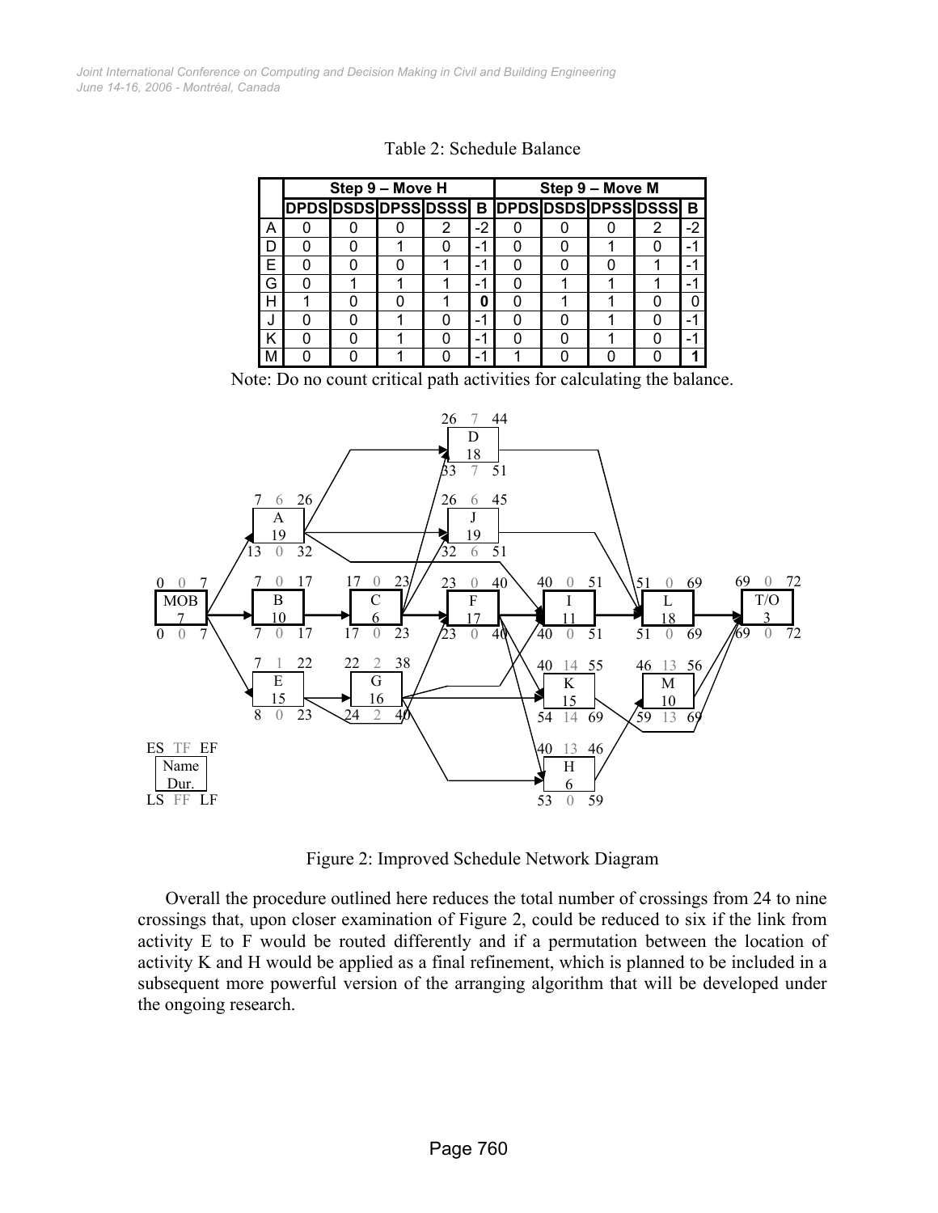Table 2: Schedule Balance

| | Step 9 – Move H | | | | | Step 9 – Move M | | | | |
|---|---|---|---|---|---|---|---|---|---|---|
| | DPDS | DSDS | DPSS | DSSS | B | DPDS | DSDS | DPSS | DSSS | B |
| A | 0 | 0 | 0 | 2 | -2 | 0 | 0 | 0 | 2 | -2 |
| D | 0 | 0 | 1 | 0 | -1 | 0 | 0 | 1 | 0 | -1 |
| E | 0 | 0 | 0 | 1 | -1 | 0 | 0 | 0 | 1 | -1 |
| G | 0 | 1 | 1 | 1 | -1 | 0 | 1 | 1 | 1 | -1 |
| H | 1 | 0 | 0 | 1 | **0** | 0 | 1 | 1 | 0 | 0 |
| J | 0 | 0 | 1 | 0 | -1 | 0 | 0 | 1 | 0 | -1 |
| K | 0 | 0 | 1 | 0 | -1 | 0 | 0 | 1 | 0 | -1 |
| M | 0 | 0 | 1 | 0 | -1 | 1 | 0 | 0 | 0 | **1** |

Note: Do no count critical path activities for calculating the balance.

Figure 2: Improved Schedule Network Diagram

Overall the procedure outlined here reduces the total number of crossings from 24 to nine crossings that, upon closer examination of Figure 2, could be reduced to six if the link from activity E to F would be routed differently and if a permutation between the location of activity K and H would be applied as a final refinement, which is planned to be included in a subsequent more powerful version of the arranging algorithm that will be developed under the ongoing research.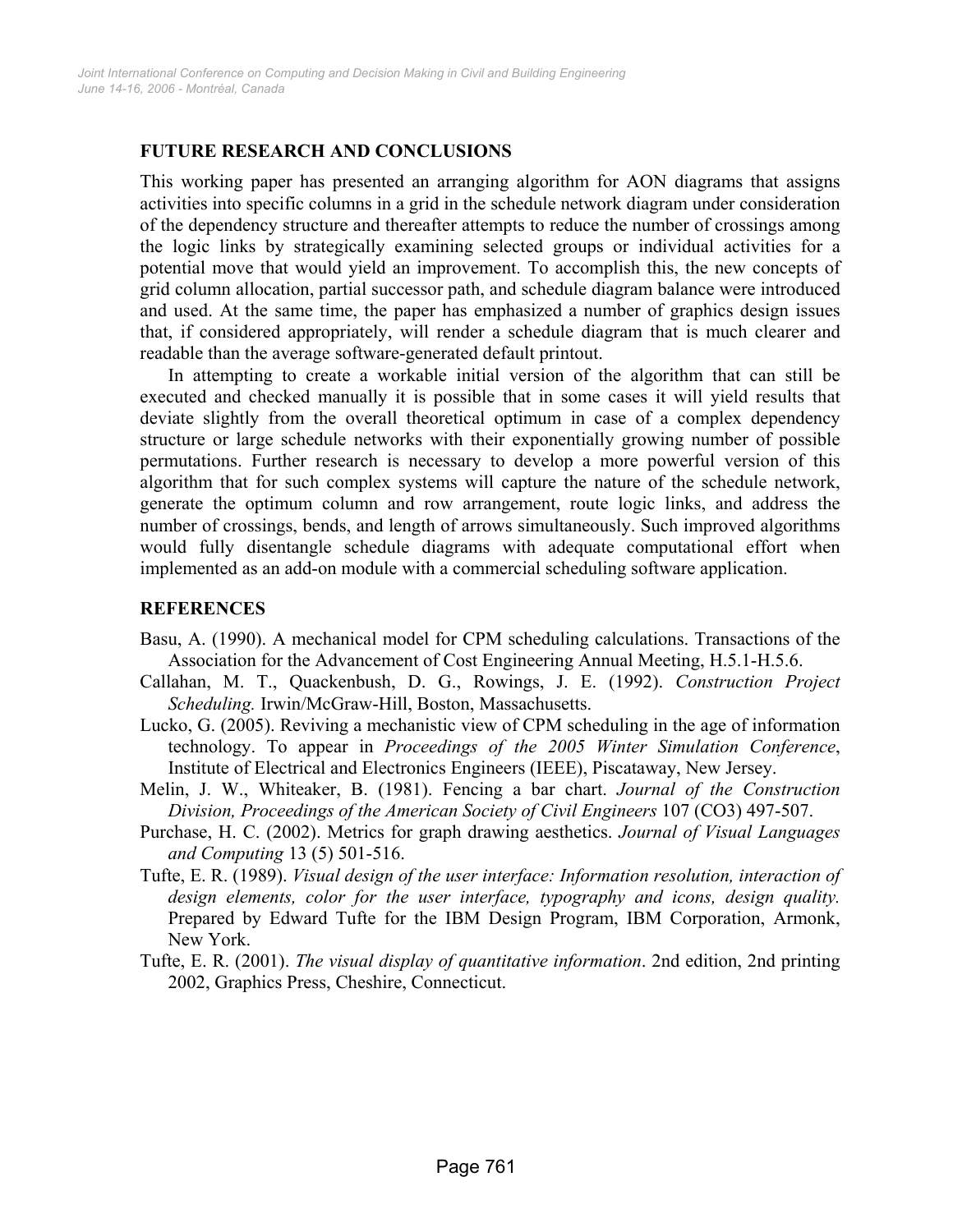## FUTURE RESEARCH AND CONCLUSIONS

This working paper has presented an arranging algorithm for AON diagrams that assigns activities into specific columns in a grid in the schedule network diagram under consideration of the dependency structure and thereafter attempts to reduce the number of crossings among the logic links by strategically examining selected groups or individual activities for a potential move that would yield an improvement. To accomplish this, the new concepts of grid column allocation, partial successor path, and schedule diagram balance were introduced and used. At the same time, the paper has emphasized a number of graphics design issues that, if considered appropriately, will render a schedule diagram that is much clearer and readable than the average software-generated default printout.

In attempting to create a workable initial version of the algorithm that can still be executed and checked manually it is possible that in some cases it will yield results that deviate slightly from the overall theoretical optimum in case of a complex dependency structure or large schedule networks with their exponentially growing number of possible permutations. Further research is necessary to develop a more powerful version of this algorithm that for such complex systems will capture the nature of the schedule network, generate the optimum column and row arrangement, route logic links, and address the number of crossings, bends, and length of arrows simultaneously. Such improved algorithms would fully disentangle schedule diagrams with adequate computational effort when implemented as an add-on module with a commercial scheduling software application.

## REFERENCES

Basu, A. (1990). A mechanical model for CPM scheduling calculations. Transactions of the Association for the Advancement of Cost Engineering Annual Meeting, H.5.1-H.5.6.

Callahan, M. T., Quackenbush, D. G., Rowings, J. E. (1992). *Construction Project Scheduling.* Irwin/McGraw-Hill, Boston, Massachusetts.

Lucko, G. (2005). Reviving a mechanistic view of CPM scheduling in the age of information technology. To appear in *Proceedings of the 2005 Winter Simulation Conference*, Institute of Electrical and Electronics Engineers (IEEE), Piscataway, New Jersey.

Melin, J. W., Whiteaker, B. (1981). Fencing a bar chart. *Journal of the Construction Division, Proceedings of the American Society of Civil Engineers* 107 (CO3) 497-507.

Purchase, H. C. (2002). Metrics for graph drawing aesthetics. *Journal of Visual Languages and Computing* 13 (5) 501-516.

Tufte, E. R. (1989). *Visual design of the user interface: Information resolution, interaction of design elements, color for the user interface, typography and icons, design quality.* Prepared by Edward Tufte for the IBM Design Program, IBM Corporation, Armonk, New York.

Tufte, E. R. (2001). *The visual display of quantitative information*. 2nd edition, 2nd printing 2002, Graphics Press, Cheshire, Connecticut.